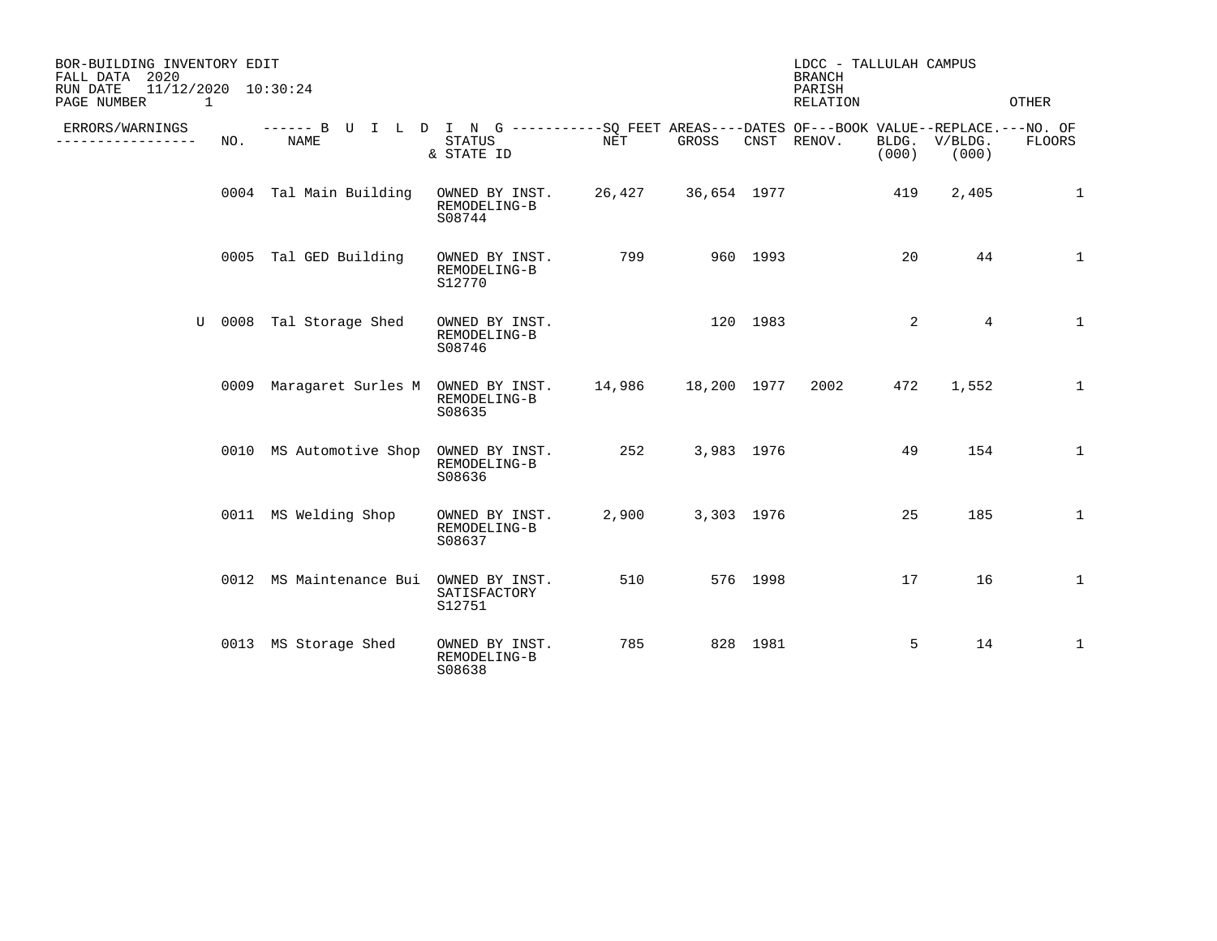BOR-BUILDING INVENTORY EDIT
FALL DATA 2020
RUN DATE 11/12/2020 10:30:24
PAGE NUMBER 1

LDCC - TALLULAH CAMPUS
BRANCH
PARISH
RELATION
OTHER

| ERRORS/WARNINGS | NO. | BUILDING NAME | STATUS & STATE ID | SQ FEET AREAS NET | SQ FEET AREAS GROSS | DATES OF CNST | DATES OF RENOV. | BOOK VALUE BLDG. (000) | REPLACE. V/BLDG. (000) | NO. OF FLOORS |
|---|---|---|---|---|---|---|---|---|---|---|
| | 0004 | Tal Main Building | OWNED BY INST. REMODELING-B S08744 | 26,427 | 36,654 | 1977 | | 419 | 2,405 | 1 |
| | 0005 | Tal GED Building | OWNED BY INST. REMODELING-B S12770 | 799 | 960 | 1993 | | 20 | 44 | 1 |
| U | 0008 | Tal Storage Shed | OWNED BY INST. REMODELING-B S08746 | | 120 | 1983 | | 2 | 4 | 1 |
| | 0009 | Maragaret Surles M | OWNED BY INST. REMODELING-B S08635 | 14,986 | 18,200 | 1977 | 2002 | 472 | 1,552 | 1 |
| | 0010 | MS Automotive Shop | OWNED BY INST. REMODELING-B S08636 | 252 | 3,983 | 1976 | | 49 | 154 | 1 |
| | 0011 | MS Welding Shop | OWNED BY INST. REMODELING-B S08637 | 2,900 | 3,303 | 1976 | | 25 | 185 | 1 |
| | 0012 | MS Maintenance Bui | OWNED BY INST. SATISFACTORY S12751 | 510 | 576 | 1998 | | 17 | 16 | 1 |
| | 0013 | MS Storage Shed | OWNED BY INST. REMODELING-B S08638 | 785 | 828 | 1981 | | 5 | 14 | 1 |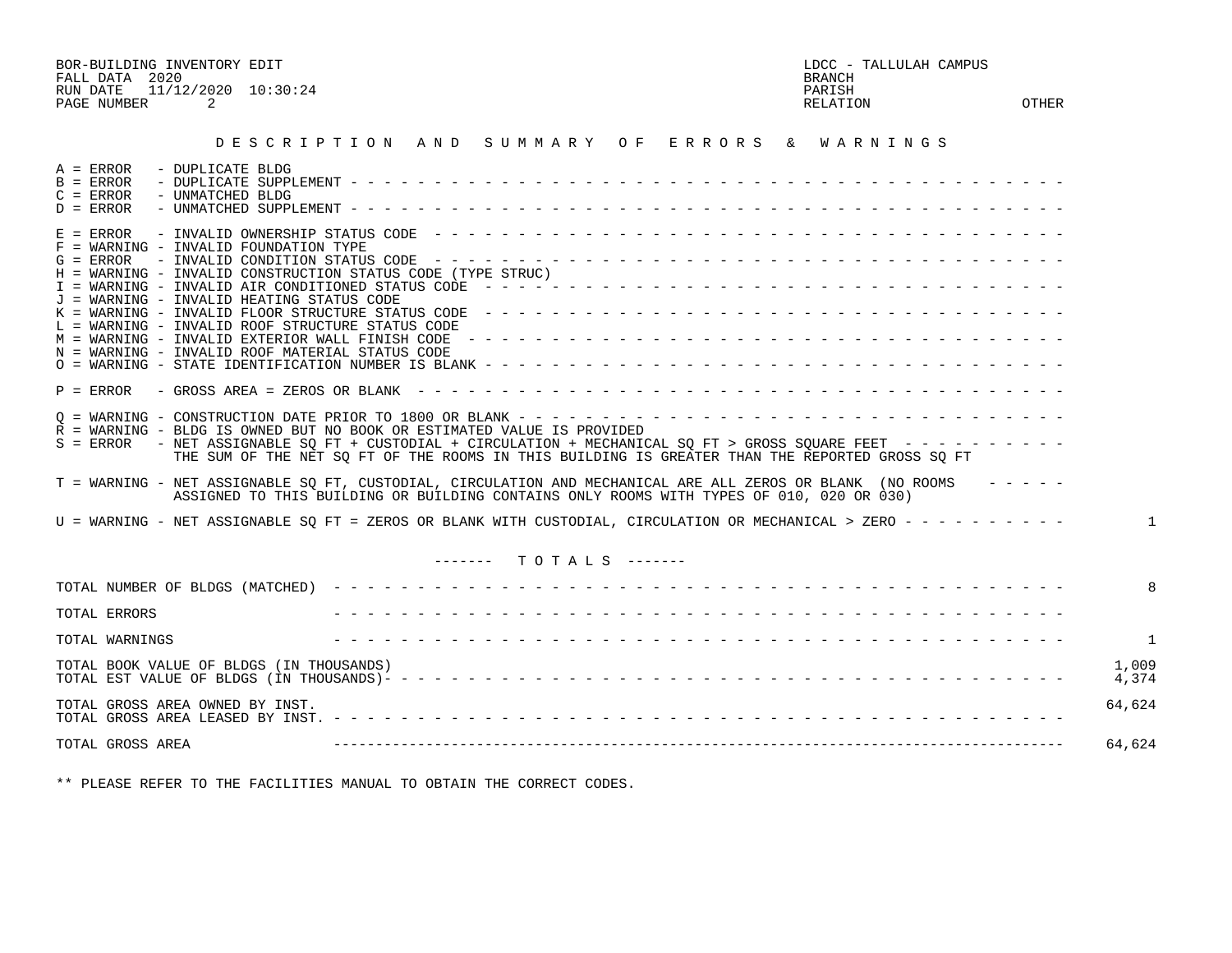BOR-BUILDING INVENTORY EDIT
FALL DATA 2020
RUN DATE 11/12/2020 10:30:24
PAGE NUMBER 2

LDCC - TALLULAH CAMPUS
BRANCH
PARISH
RELATION OTHER

## DESCRIPTION AND SUMMARY OF ERRORS & WARNINGS

| Code | Type | Description | Count |
|---|---|---|---|
| A | ERROR | DUPLICATE BLDG | |
| B | ERROR | DUPLICATE SUPPLEMENT | |
| C | ERROR | UNMATCHED BLDG | |
| D | ERROR | UNMATCHED SUPPLEMENT | |
| E | ERROR | INVALID OWNERSHIP STATUS CODE | |
| F | WARNING | INVALID FOUNDATION TYPE | |
| G | ERROR | INVALID CONDITION STATUS CODE | |
| H | WARNING | INVALID CONSTRUCTION STATUS CODE (TYPE STRUC) | |
| I | WARNING | INVALID AIR CONDITIONED STATUS CODE | |
| J | WARNING | INVALID HEATING STATUS CODE | |
| K | WARNING | INVALID FLOOR STRUCTURE STATUS CODE | |
| L | WARNING | INVALID ROOF STRUCTURE STATUS CODE | |
| M | WARNING | INVALID EXTERIOR WALL FINISH CODE | |
| N | WARNING | INVALID ROOF MATERIAL STATUS CODE | |
| O | WARNING | STATE IDENTIFICATION NUMBER IS BLANK | |
| P | ERROR | GROSS AREA = ZEROS OR BLANK | |
| Q | WARNING | CONSTRUCTION DATE PRIOR TO 1800 OR BLANK | |
| R | WARNING | BLDG IS OWNED BUT NO BOOK OR ESTIMATED VALUE IS PROVIDED | |
| S | ERROR | NET ASSIGNABLE SQ FT + CUSTODIAL + CIRCULATION + MECHANICAL SQ FT > GROSS SQUARE FEET<br>THE SUM OF THE NET SQ FT OF THE ROOMS IN THIS BUILDING IS GREATER THAN THE REPORTED GROSS SQ FT | |
| T | WARNING | NET ASSIGNABLE SQ FT, CUSTODIAL, CIRCULATION AND MECHANICAL ARE ALL ZEROS OR BLANK (NO ROOMS ASSIGNED TO THIS BUILDING OR BUILDING CONTAINS ONLY ROOMS WITH TYPES OF 010, 020 OR 030) | |
| U | WARNING | NET ASSIGNABLE SQ FT = ZEROS OR BLANK WITH CUSTODIAL, CIRCULATION OR MECHANICAL > ZERO | 1 |

## TOTALS

| | |
|---|---|
| TOTAL NUMBER OF BLDGS (MATCHED) | 8 |
| TOTAL ERRORS | |
| TOTAL WARNINGS | 1 |
| TOTAL BOOK VALUE OF BLDGS (IN THOUSANDS) | 1,009 |
| TOTAL EST VALUE OF BLDGS (IN THOUSANDS) | 4,374 |
| TOTAL GROSS AREA OWNED BY INST. | 64,624 |
| TOTAL GROSS AREA LEASED BY INST. | |
| TOTAL GROSS AREA | 64,624 |

** PLEASE REFER TO THE FACILITIES MANUAL TO OBTAIN THE CORRECT CODES.